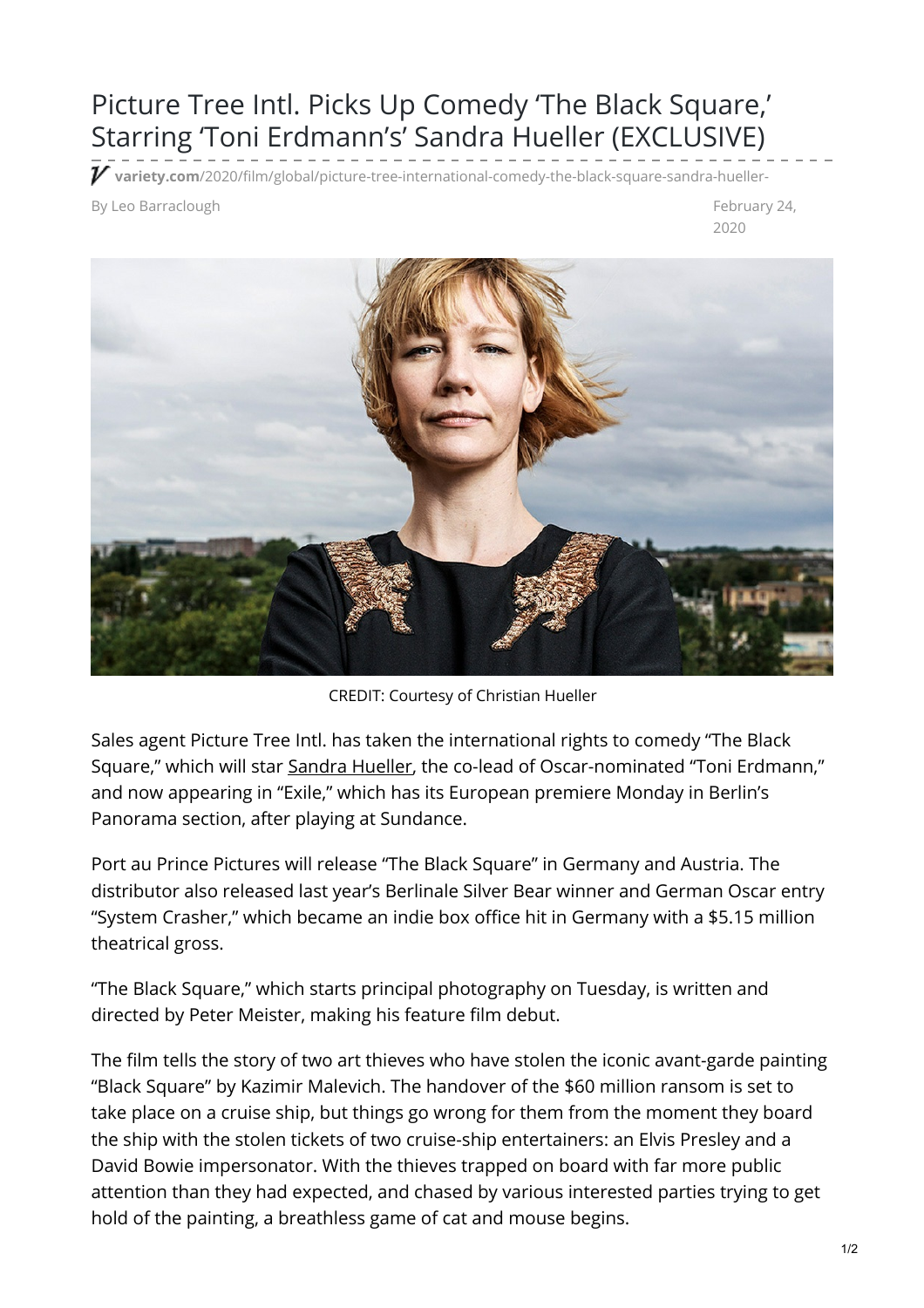# Picture Tree Intl. Picks Up Comedy ‘The Black Square,’ Starring ‘Toni Erdmann’s’ Sandra Hueller (EXCLUSIVE)

**variety.com**/2020/film/global/picture-tree-international-comedy-the-black-square-sandra-hueller-

By Leo Barraclough

February 24, 2020

CREDIT: Courtesy of Christian Hueller

Sales agent Picture Tree Intl. has taken the international rights to comedy “The Black Square,” which will star Sandra Hueller, the co-lead of Oscar-nominated “Toni Erdmann,” and now appearing in “Exile,” which has its European premiere Monday in Berlin’s Panorama section, after playing at Sundance.

Port au Prince Pictures will release “The Black Square” in Germany and Austria. The distributor also released last year’s Berlinale Silver Bear winner and German Oscar entry “System Crasher,” which became an indie box office hit in Germany with a $5.15 million theatrical gross.

“The Black Square,” which starts principal photography on Tuesday, is written and directed by Peter Meister, making his feature film debut.

The film tells the story of two art thieves who have stolen the iconic avant-garde painting “Black Square” by Kazimir Malevich. The handover of the $60 million ransom is set to take place on a cruise ship, but things go wrong for them from the moment they board the ship with the stolen tickets of two cruise-ship entertainers: an Elvis Presley and a David Bowie impersonator. With the thieves trapped on board with far more public attention than they had expected, and chased by various interested parties trying to get hold of the painting, a breathless game of cat and mouse begins.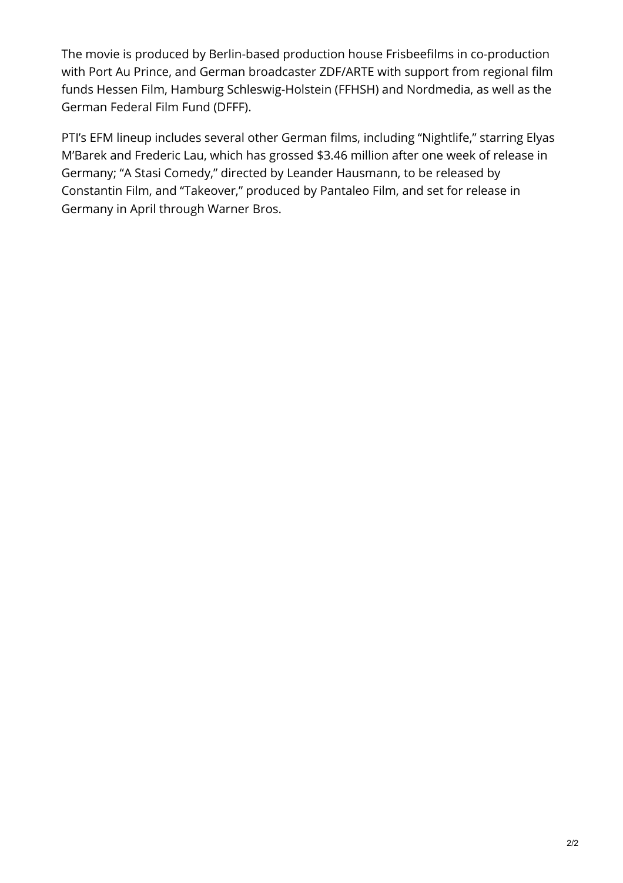The movie is produced by Berlin-based production house Frisbeefilms in co-production with Port Au Prince, and German broadcaster ZDF/ARTE with support from regional film funds Hessen Film, Hamburg Schleswig-Holstein (FFHSH) and Nordmedia, as well as the German Federal Film Fund (DFFF).

PTI's EFM lineup includes several other German films, including "Nightlife," starring Elyas M'Barek and Frederic Lau, which has grossed $3.46 million after one week of release in Germany; "A Stasi Comedy," directed by Leander Hausmann, to be released by Constantin Film, and "Takeover," produced by Pantaleo Film, and set for release in Germany in April through Warner Bros.